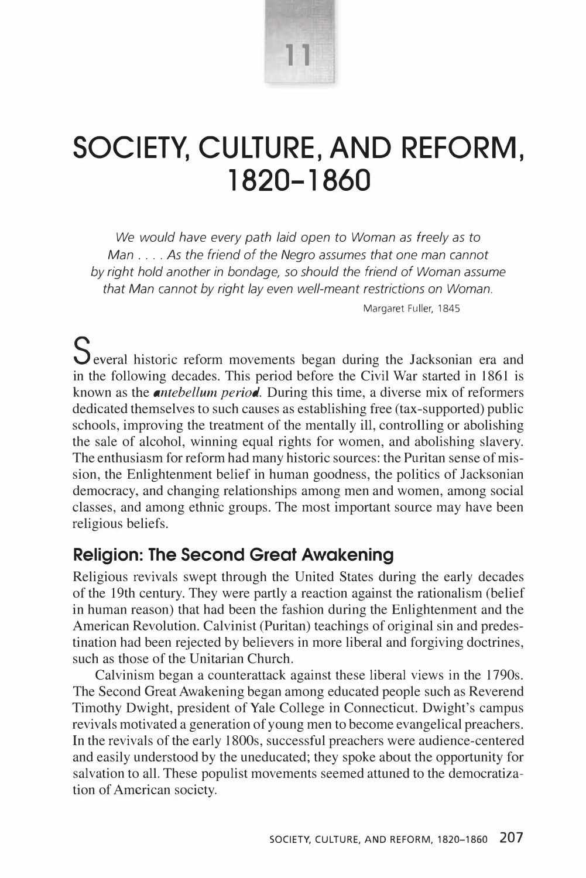11

# SOCIETY, CULTURE, AND REFORM, 1820–1860

*We would have every path laid open to Woman as freely as to Man . . . . As the friend of the Negro assumes that one man cannot by right hold another in bondage, so should the friend of Woman assume that Man cannot by right lay even well-meant restrictions on Woman.*

Margaret Fuller, 1845

Several historic reform movements began during the Jacksonian era and in the following decades. This period before the Civil War started in 1861 is known as the ***antebellum period***. During this time, a diverse mix of reformers dedicated themselves to such causes as establishing free (tax-supported) public schools, improving the treatment of the mentally ill, controlling or abolishing the sale of alcohol, winning equal rights for women, and abolishing slavery. The enthusiasm for reform had many historic sources: the Puritan sense of mission, the Enlightenment belief in human goodness, the politics of Jacksonian democracy, and changing relationships among men and women, among social classes, and among ethnic groups. The most important source may have been religious beliefs.

## Religion: The Second Great Awakening

Religious revivals swept through the United States during the early decades of the 19th century. They were partly a reaction against the rationalism (belief in human reason) that had been the fashion during the Enlightenment and the American Revolution. Calvinist (Puritan) teachings of original sin and predestination had been rejected by believers in more liberal and forgiving doctrines, such as those of the Unitarian Church.

Calvinism began a counterattack against these liberal views in the 1790s. The Second Great Awakening began among educated people such as Reverend Timothy Dwight, president of Yale College in Connecticut. Dwight's campus revivals motivated a generation of young men to become evangelical preachers. In the revivals of the early 1800s, successful preachers were audience-centered and easily understood by the uneducated; they spoke about the opportunity for salvation to all. These populist movements seemed attuned to the democratization of American society.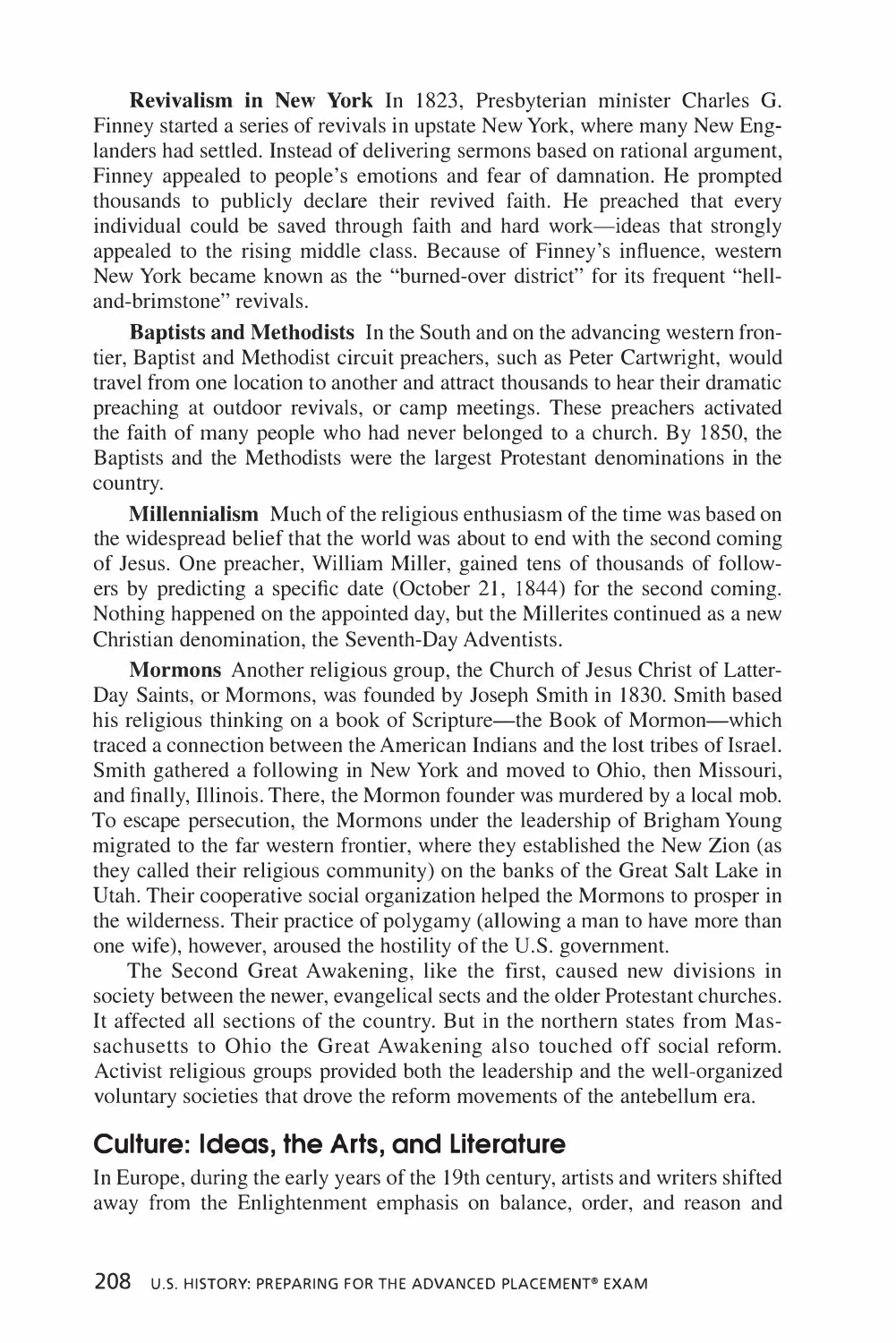**Revivalism in New York** In 1823, Presbyterian minister Charles G. Finney started a series of revivals in upstate New York, where many New Englanders had settled. Instead of delivering sermons based on rational argument, Finney appealed to people's emotions and fear of damnation. He prompted thousands to publicly declare their revived faith. He preached that every individual could be saved through faith and hard work—ideas that strongly appealed to the rising middle class. Because of Finney's influence, western New York became known as the "burned-over district" for its frequent "hell-and-brimstone" revivals.

**Baptists and Methodists** In the South and on the advancing western frontier, Baptist and Methodist circuit preachers, such as Peter Cartwright, would travel from one location to another and attract thousands to hear their dramatic preaching at outdoor revivals, or camp meetings. These preachers activated the faith of many people who had never belonged to a church. By 1850, the Baptists and the Methodists were the largest Protestant denominations in the country.

**Millennialism** Much of the religious enthusiasm of the time was based on the widespread belief that the world was about to end with the second coming of Jesus. One preacher, William Miller, gained tens of thousands of followers by predicting a specific date (October 21, 1844) for the second coming. Nothing happened on the appointed day, but the Millerites continued as a new Christian denomination, the Seventh-Day Adventists.

**Mormons** Another religious group, the Church of Jesus Christ of Latter-Day Saints, or Mormons, was founded by Joseph Smith in 1830. Smith based his religious thinking on a book of Scripture—the Book of Mormon—which traced a connection between the American Indians and the lost tribes of Israel. Smith gathered a following in New York and moved to Ohio, then Missouri, and finally, Illinois. There, the Mormon founder was murdered by a local mob. To escape persecution, the Mormons under the leadership of Brigham Young migrated to the far western frontier, where they established the New Zion (as they called their religious community) on the banks of the Great Salt Lake in Utah. Their cooperative social organization helped the Mormons to prosper in the wilderness. Their practice of polygamy (allowing a man to have more than one wife), however, aroused the hostility of the U.S. government.

The Second Great Awakening, like the first, caused new divisions in society between the newer, evangelical sects and the older Protestant churches. It affected all sections of the country. But in the northern states from Massachusetts to Ohio the Great Awakening also touched off social reform. Activist religious groups provided both the leadership and the well-organized voluntary societies that drove the reform movements of the antebellum era.

## Culture: Ideas, the Arts, and Literature

In Europe, during the early years of the 19th century, artists and writers shifted away from the Enlightenment emphasis on balance, order, and reason and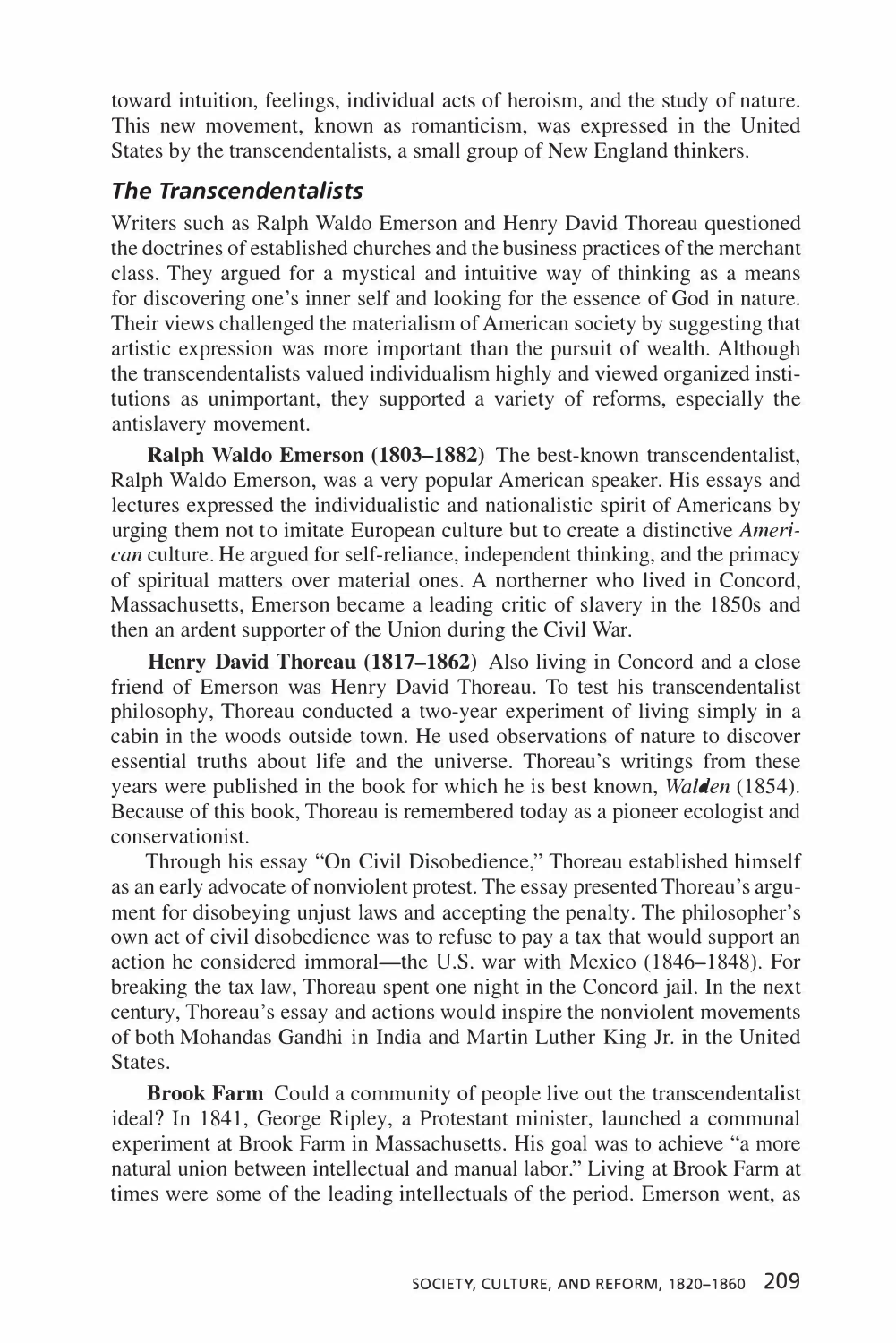toward intuition, feelings, individual acts of heroism, and the study of nature. This new movement, known as romanticism, was expressed in the United States by the transcendentalists, a small group of New England thinkers.

### The Transcendentalists

Writers such as Ralph Waldo Emerson and Henry David Thoreau questioned the doctrines of established churches and the business practices of the merchant class. They argued for a mystical and intuitive way of thinking as a means for discovering one's inner self and looking for the essence of God in nature. Their views challenged the materialism of American society by suggesting that artistic expression was more important than the pursuit of wealth. Although the transcendentalists valued individualism highly and viewed organized institutions as unimportant, they supported a variety of reforms, especially the antislavery movement.

**Ralph Waldo Emerson (1803–1882)** The best-known transcendentalist, Ralph Waldo Emerson, was a very popular American speaker. His essays and lectures expressed the individualistic and nationalistic spirit of Americans by urging them not to imitate European culture but to create a distinctive *American* culture. He argued for self-reliance, independent thinking, and the primacy of spiritual matters over material ones. A northerner who lived in Concord, Massachusetts, Emerson became a leading critic of slavery in the 1850s and then an ardent supporter of the Union during the Civil War.

**Henry David Thoreau (1817–1862)** Also living in Concord and a close friend of Emerson was Henry David Thoreau. To test his transcendentalist philosophy, Thoreau conducted a two-year experiment of living simply in a cabin in the woods outside town. He used observations of nature to discover essential truths about life and the universe. Thoreau's writings from these years were published in the book for which he is best known, *Walden* (1854). Because of this book, Thoreau is remembered today as a pioneer ecologist and conservationist.

Through his essay "On Civil Disobedience," Thoreau established himself as an early advocate of nonviolent protest. The essay presented Thoreau's argument for disobeying unjust laws and accepting the penalty. The philosopher's own act of civil disobedience was to refuse to pay a tax that would support an action he considered immoral—the U.S. war with Mexico (1846–1848). For breaking the tax law, Thoreau spent one night in the Concord jail. In the next century, Thoreau's essay and actions would inspire the nonviolent movements of both Mohandas Gandhi in India and Martin Luther King Jr. in the United States.

**Brook Farm** Could a community of people live out the transcendentalist ideal? In 1841, George Ripley, a Protestant minister, launched a communal experiment at Brook Farm in Massachusetts. His goal was to achieve "a more natural union between intellectual and manual labor." Living at Brook Farm at times were some of the leading intellectuals of the period. Emerson went, as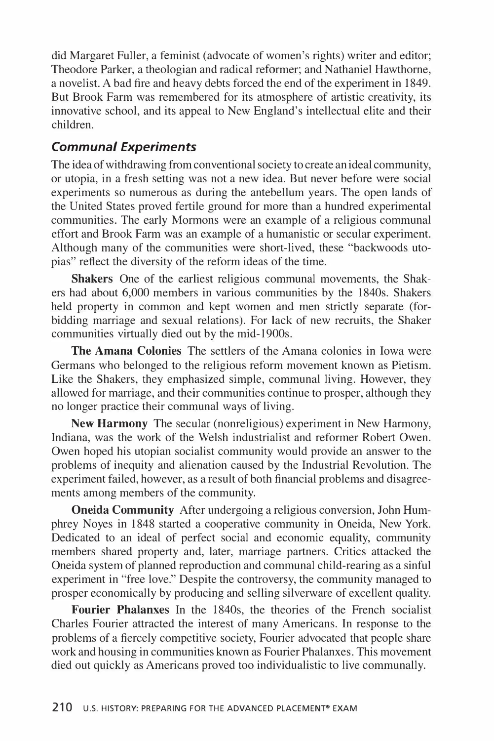did Margaret Fuller, a feminist (advocate of women's rights) writer and editor; Theodore Parker, a theologian and radical reformer; and Nathaniel Hawthorne, a novelist. A bad fire and heavy debts forced the end of the experiment in 1849. But Brook Farm was remembered for its atmosphere of artistic creativity, its innovative school, and its appeal to New England's intellectual elite and their children.

### *Communal Experiments*

The idea of withdrawing from conventional society to create an ideal community, or utopia, in a fresh setting was not a new idea. But never before were social experiments so numerous as during the antebellum years. The open lands of the United States proved fertile ground for more than a hundred experimental communities. The early Mormons were an example of a religious communal effort and Brook Farm was an example of a humanistic or secular experiment. Although many of the communities were short-lived, these "backwoods utopias" reflect the diversity of the reform ideas of the time.

**Shakers** One of the earliest religious communal movements, the Shakers had about 6,000 members in various communities by the 1840s. Shakers held property in common and kept women and men strictly separate (forbidding marriage and sexual relations). For lack of new recruits, the Shaker communities virtually died out by the mid-1900s.

**The Amana Colonies** The settlers of the Amana colonies in Iowa were Germans who belonged to the religious reform movement known as Pietism. Like the Shakers, they emphasized simple, communal living. However, they allowed for marriage, and their communities continue to prosper, although they no longer practice their communal ways of living.

**New Harmony** The secular (nonreligious) experiment in New Harmony, Indiana, was the work of the Welsh industrialist and reformer Robert Owen. Owen hoped his utopian socialist community would provide an answer to the problems of inequity and alienation caused by the Industrial Revolution. The experiment failed, however, as a result of both financial problems and disagreements among members of the community.

**Oneida Community** After undergoing a religious conversion, John Humphrey Noyes in 1848 started a cooperative community in Oneida, New York. Dedicated to an ideal of perfect social and economic equality, community members shared property and, later, marriage partners. Critics attacked the Oneida system of planned reproduction and communal child-rearing as a sinful experiment in "free love." Despite the controversy, the community managed to prosper economically by producing and selling silverware of excellent quality.

**Fourier Phalanxes** In the 1840s, the theories of the French socialist Charles Fourier attracted the interest of many Americans. In response to the problems of a fiercely competitive society, Fourier advocated that people share work and housing in communities known as Fourier Phalanxes. This movement died out quickly as Americans proved too individualistic to live communally.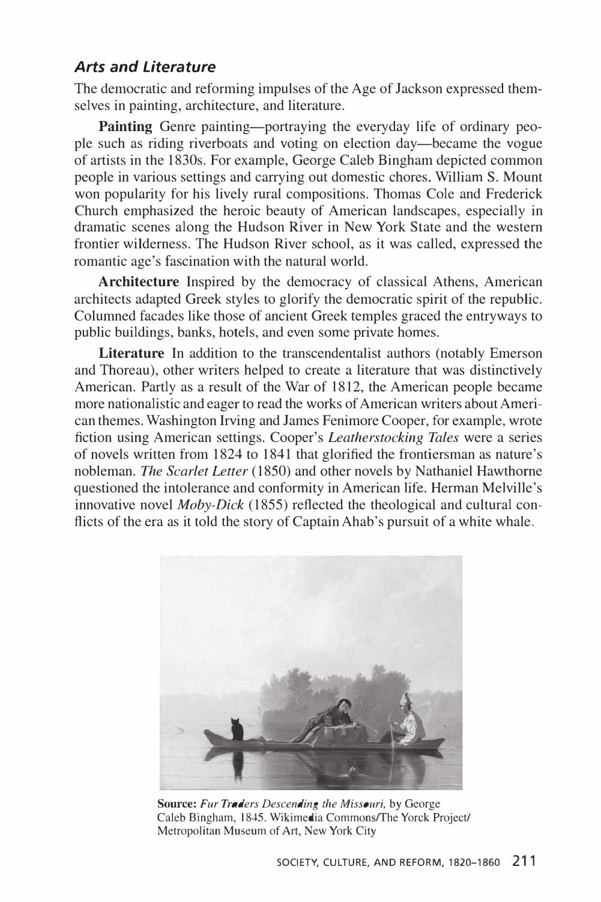### *Arts and Literature*

The democratic and reforming impulses of the Age of Jackson expressed themselves in painting, architecture, and literature.

**Painting** Genre painting—portraying the everyday life of ordinary people such as riding riverboats and voting on election day—became the vogue of artists in the 1830s. For example, George Caleb Bingham depicted common people in various settings and carrying out domestic chores. William S. Mount won popularity for his lively rural compositions. Thomas Cole and Frederick Church emphasized the heroic beauty of American landscapes, especially in dramatic scenes along the Hudson River in New York State and the western frontier wilderness. The Hudson River school, as it was called, expressed the romantic age's fascination with the natural world.

**Architecture** Inspired by the democracy of classical Athens, American architects adapted Greek styles to glorify the democratic spirit of the republic. Columned facades like those of ancient Greek temples graced the entryways to public buildings, banks, hotels, and even some private homes.

**Literature** In addition to the transcendentalist authors (notably Emerson and Thoreau), other writers helped to create a literature that was distinctively American. Partly as a result of the War of 1812, the American people became more nationalistic and eager to read the works of American writers about American themes. Washington Irving and James Fenimore Cooper, for example, wrote fiction using American settings. Cooper's *Leatherstocking Tales* were a series of novels written from 1824 to 1841 that glorified the frontiersman as nature's nobleman. *The Scarlet Letter* (1850) and other novels by Nathaniel Hawthorne questioned the intolerance and conformity in American life. Herman Melville's innovative novel *Moby-Dick* (1855) reflected the theological and cultural conflicts of the era as it told the story of Captain Ahab's pursuit of a white whale.

**Source:** *Fur Traders Descending the Missouri,* by George Caleb Bingham, 1845. Wikimedia Commons/The Yorck Project/ Metropolitan Museum of Art, New York City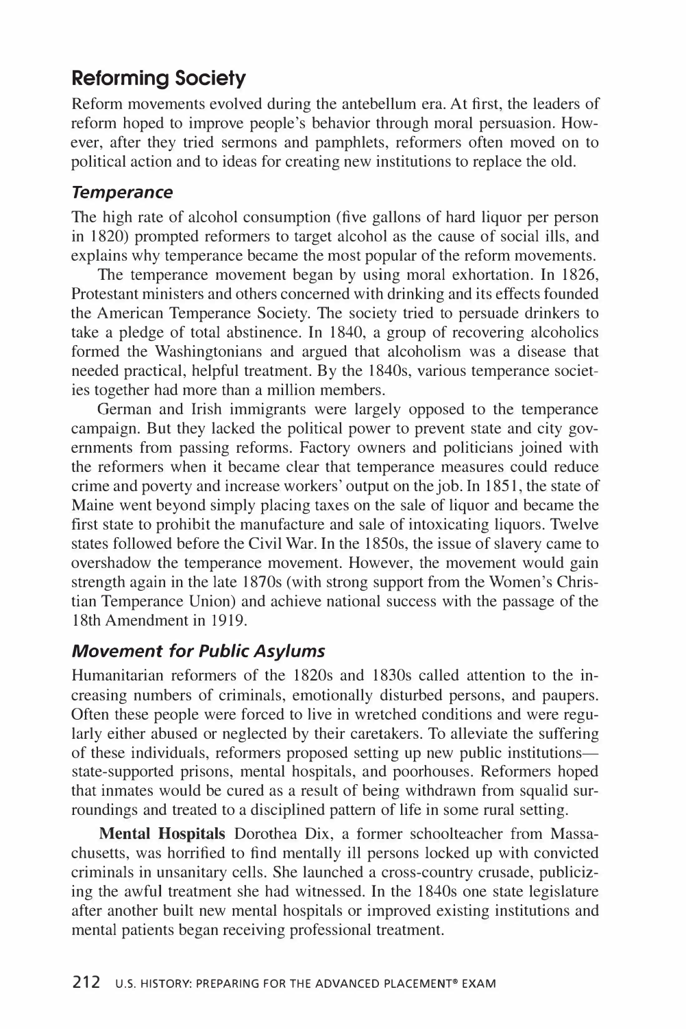## Reforming Society

Reform movements evolved during the antebellum era. At first, the leaders of reform hoped to improve people's behavior through moral persuasion. However, after they tried sermons and pamphlets, reformers often moved on to political action and to ideas for creating new institutions to replace the old.

### *Temperance*

The high rate of alcohol consumption (five gallons of hard liquor per person in 1820) prompted reformers to target alcohol as the cause of social ills, and explains why temperance became the most popular of the reform movements.

The temperance movement began by using moral exhortation. In 1826, Protestant ministers and others concerned with drinking and its effects founded the American Temperance Society. The society tried to persuade drinkers to take a pledge of total abstinence. In 1840, a group of recovering alcoholics formed the Washingtonians and argued that alcoholism was a disease that needed practical, helpful treatment. By the 1840s, various temperance societies together had more than a million members.

German and Irish immigrants were largely opposed to the temperance campaign. But they lacked the political power to prevent state and city governments from passing reforms. Factory owners and politicians joined with the reformers when it became clear that temperance measures could reduce crime and poverty and increase workers' output on the job. In 1851, the state of Maine went beyond simply placing taxes on the sale of liquor and became the first state to prohibit the manufacture and sale of intoxicating liquors. Twelve states followed before the Civil War. In the 1850s, the issue of slavery came to overshadow the temperance movement. However, the movement would gain strength again in the late 1870s (with strong support from the Women's Christian Temperance Union) and achieve national success with the passage of the 18th Amendment in 1919.

### *Movement for Public Asylums*

Humanitarian reformers of the 1820s and 1830s called attention to the increasing numbers of criminals, emotionally disturbed persons, and paupers. Often these people were forced to live in wretched conditions and were regularly either abused or neglected by their caretakers. To alleviate the suffering of these individuals, reformers proposed setting up new public institutions—state-supported prisons, mental hospitals, and poorhouses. Reformers hoped that inmates would be cured as a result of being withdrawn from squalid surroundings and treated to a disciplined pattern of life in some rural setting.

**Mental Hospitals** Dorothea Dix, a former schoolteacher from Massachusetts, was horrified to find mentally ill persons locked up with convicted criminals in unsanitary cells. She launched a cross-country crusade, publicizing the awful treatment she had witnessed. In the 1840s one state legislature after another built new mental hospitals or improved existing institutions and mental patients began receiving professional treatment.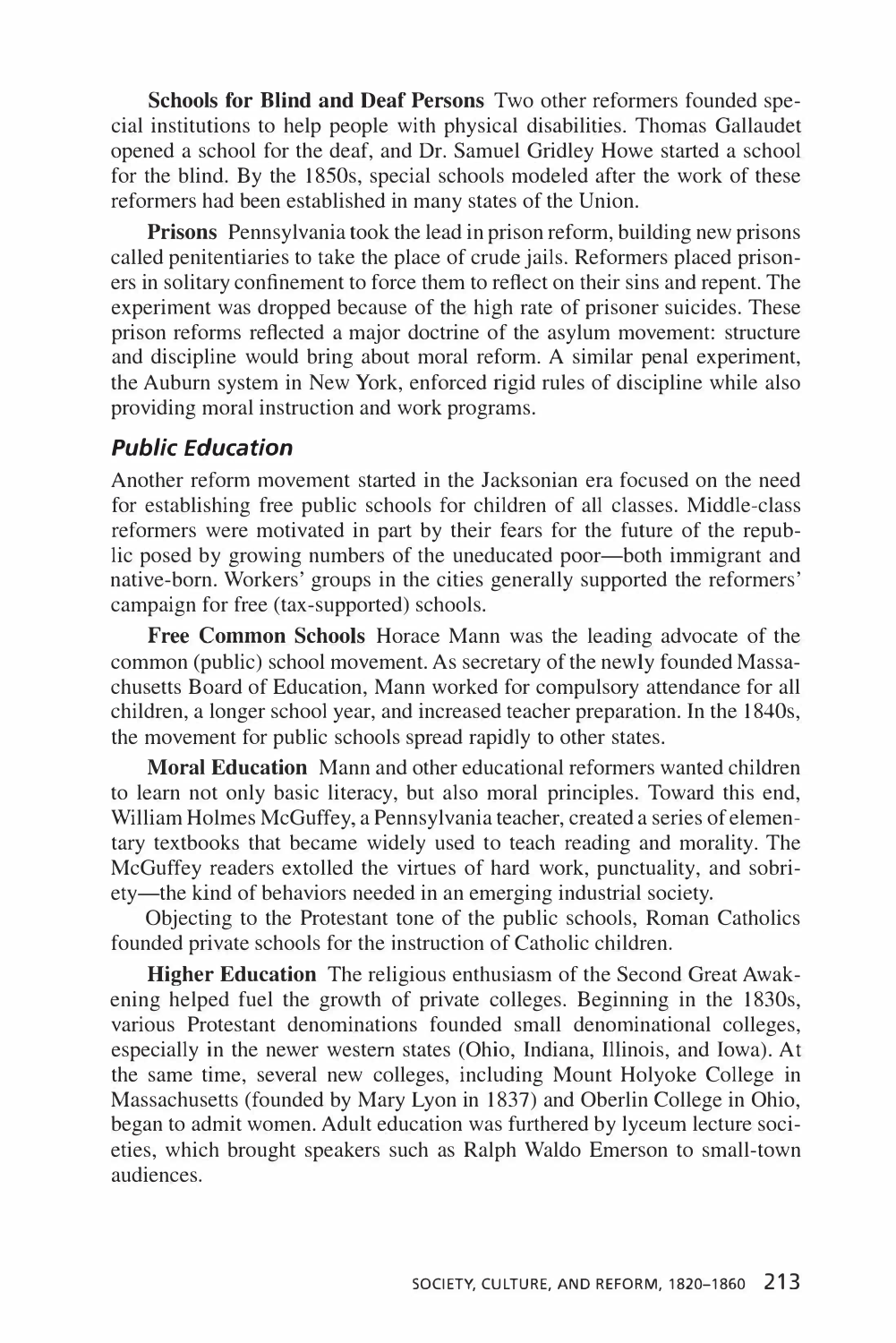**Schools for Blind and Deaf Persons** Two other reformers founded special institutions to help people with physical disabilities. Thomas Gallaudet opened a school for the deaf, and Dr. Samuel Gridley Howe started a school for the blind. By the 1850s, special schools modeled after the work of these reformers had been established in many states of the Union.

**Prisons** Pennsylvania took the lead in prison reform, building new prisons called penitentiaries to take the place of crude jails. Reformers placed prisoners in solitary confinement to force them to reflect on their sins and repent. The experiment was dropped because of the high rate of prisoner suicides. These prison reforms reflected a major doctrine of the asylum movement: structure and discipline would bring about moral reform. A similar penal experiment, the Auburn system in New York, enforced rigid rules of discipline while also providing moral instruction and work programs.

### *Public Education*

Another reform movement started in the Jacksonian era focused on the need for establishing free public schools for children of all classes. Middle-class reformers were motivated in part by their fears for the future of the republic posed by growing numbers of the uneducated poor—both immigrant and native-born. Workers' groups in the cities generally supported the reformers' campaign for free (tax-supported) schools.

**Free Common Schools** Horace Mann was the leading advocate of the common (public) school movement. As secretary of the newly founded Massachusetts Board of Education, Mann worked for compulsory attendance for all children, a longer school year, and increased teacher preparation. In the 1840s, the movement for public schools spread rapidly to other states.

**Moral Education** Mann and other educational reformers wanted children to learn not only basic literacy, but also moral principles. Toward this end, William Holmes McGuffey, a Pennsylvania teacher, created a series of elementary textbooks that became widely used to teach reading and morality. The McGuffey readers extolled the virtues of hard work, punctuality, and sobriety—the kind of behaviors needed in an emerging industrial society.

Objecting to the Protestant tone of the public schools, Roman Catholics founded private schools for the instruction of Catholic children.

**Higher Education** The religious enthusiasm of the Second Great Awakening helped fuel the growth of private colleges. Beginning in the 1830s, various Protestant denominations founded small denominational colleges, especially in the newer western states (Ohio, Indiana, Illinois, and Iowa). At the same time, several new colleges, including Mount Holyoke College in Massachusetts (founded by Mary Lyon in 1837) and Oberlin College in Ohio, began to admit women. Adult education was furthered by lyceum lecture societies, which brought speakers such as Ralph Waldo Emerson to small-town audiences.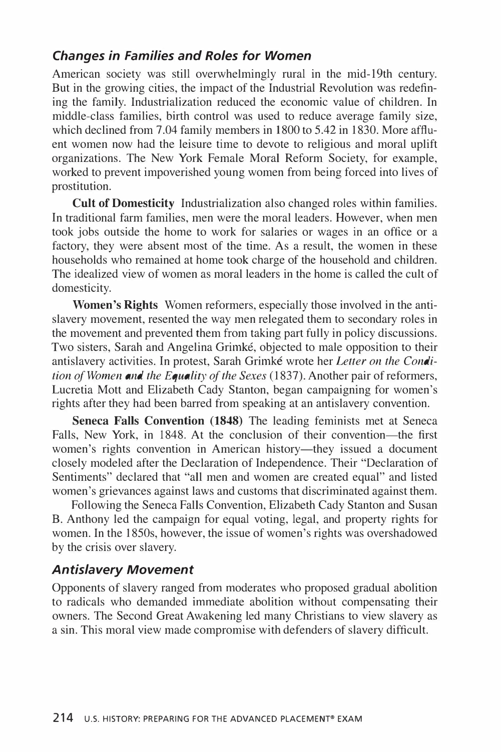### *Changes in Families and Roles for Women*

American society was still overwhelmingly rural in the mid-19th century. But in the growing cities, the impact of the Industrial Revolution was redefining the family. Industrialization reduced the economic value of children. In middle-class families, birth control was used to reduce average family size, which declined from 7.04 family members in 1800 to 5.42 in 1830. More affluent women now had the leisure time to devote to religious and moral uplift organizations. The New York Female Moral Reform Society, for example, worked to prevent impoverished young women from being forced into lives of prostitution.

**Cult of Domesticity** Industrialization also changed roles within families. In traditional farm families, men were the moral leaders. However, when men took jobs outside the home to work for salaries or wages in an office or a factory, they were absent most of the time. As a result, the women in these households who remained at home took charge of the household and children. The idealized view of women as moral leaders in the home is called the cult of domesticity.

**Women's Rights** Women reformers, especially those involved in the antislavery movement, resented the way men relegated them to secondary roles in the movement and prevented them from taking part fully in policy discussions. Two sisters, Sarah and Angelina Grimké, objected to male opposition to their antislavery activities. In protest, Sarah Grimké wrote her *Letter on the Condition of Women and the Equality of the Sexes* (1837). Another pair of reformers, Lucretia Mott and Elizabeth Cady Stanton, began campaigning for women's rights after they had been barred from speaking at an antislavery convention.

**Seneca Falls Convention (1848)** The leading feminists met at Seneca Falls, New York, in 1848. At the conclusion of their convention—the first women's rights convention in American history—they issued a document closely modeled after the Declaration of Independence. Their "Declaration of Sentiments" declared that "all men and women are created equal" and listed women's grievances against laws and customs that discriminated against them.

Following the Seneca Falls Convention, Elizabeth Cady Stanton and Susan B. Anthony led the campaign for equal voting, legal, and property rights for women. In the 1850s, however, the issue of women's rights was overshadowed by the crisis over slavery.

### *Antislavery Movement*

Opponents of slavery ranged from moderates who proposed gradual abolition to radicals who demanded immediate abolition without compensating their owners. The Second Great Awakening led many Christians to view slavery as a sin. This moral view made compromise with defenders of slavery difficult.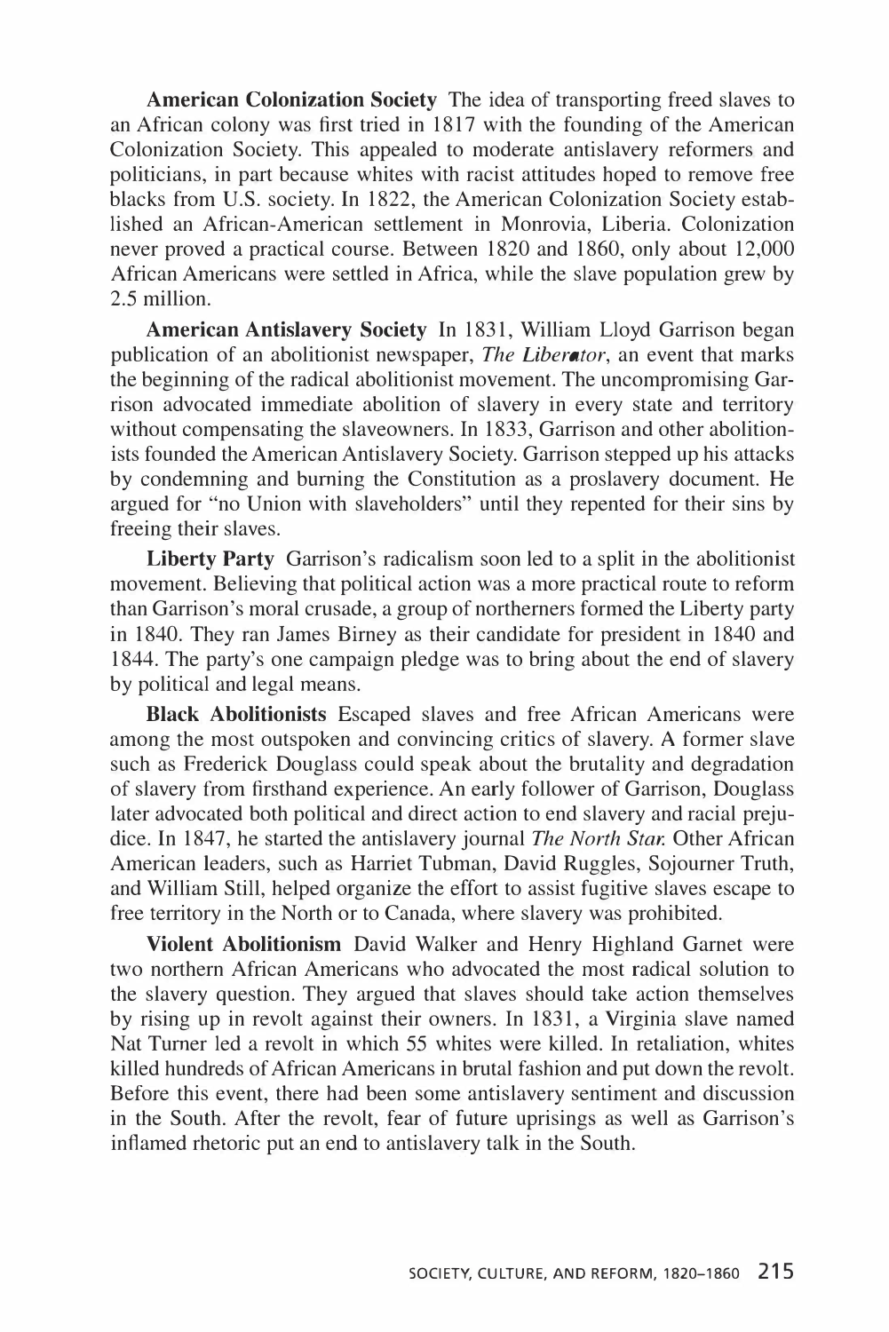**American Colonization Society** The idea of transporting freed slaves to an African colony was first tried in 1817 with the founding of the American Colonization Society. This appealed to moderate antislavery reformers and politicians, in part because whites with racist attitudes hoped to remove free blacks from U.S. society. In 1822, the American Colonization Society established an African-American settlement in Monrovia, Liberia. Colonization never proved a practical course. Between 1820 and 1860, only about 12,000 African Americans were settled in Africa, while the slave population grew by 2.5 million.

**American Antislavery Society** In 1831, William Lloyd Garrison began publication of an abolitionist newspaper, *The Liberator*, an event that marks the beginning of the radical abolitionist movement. The uncompromising Garrison advocated immediate abolition of slavery in every state and territory without compensating the slaveowners. In 1833, Garrison and other abolitionists founded the American Antislavery Society. Garrison stepped up his attacks by condemning and burning the Constitution as a proslavery document. He argued for "no Union with slaveholders" until they repented for their sins by freeing their slaves.

**Liberty Party** Garrison's radicalism soon led to a split in the abolitionist movement. Believing that political action was a more practical route to reform than Garrison's moral crusade, a group of northerners formed the Liberty party in 1840. They ran James Birney as their candidate for president in 1840 and 1844. The party's one campaign pledge was to bring about the end of slavery by political and legal means.

**Black Abolitionists** Escaped slaves and free African Americans were among the most outspoken and convincing critics of slavery. A former slave such as Frederick Douglass could speak about the brutality and degradation of slavery from firsthand experience. An early follower of Garrison, Douglass later advocated both political and direct action to end slavery and racial prejudice. In 1847, he started the antislavery journal *The North Star.* Other African American leaders, such as Harriet Tubman, David Ruggles, Sojourner Truth, and William Still, helped organize the effort to assist fugitive slaves escape to free territory in the North or to Canada, where slavery was prohibited.

**Violent Abolitionism** David Walker and Henry Highland Garnet were two northern African Americans who advocated the most radical solution to the slavery question. They argued that slaves should take action themselves by rising up in revolt against their owners. In 1831, a Virginia slave named Nat Turner led a revolt in which 55 whites were killed. In retaliation, whites killed hundreds of African Americans in brutal fashion and put down the revolt. Before this event, there had been some antislavery sentiment and discussion in the South. After the revolt, fear of future uprisings as well as Garrison's inflamed rhetoric put an end to antislavery talk in the South.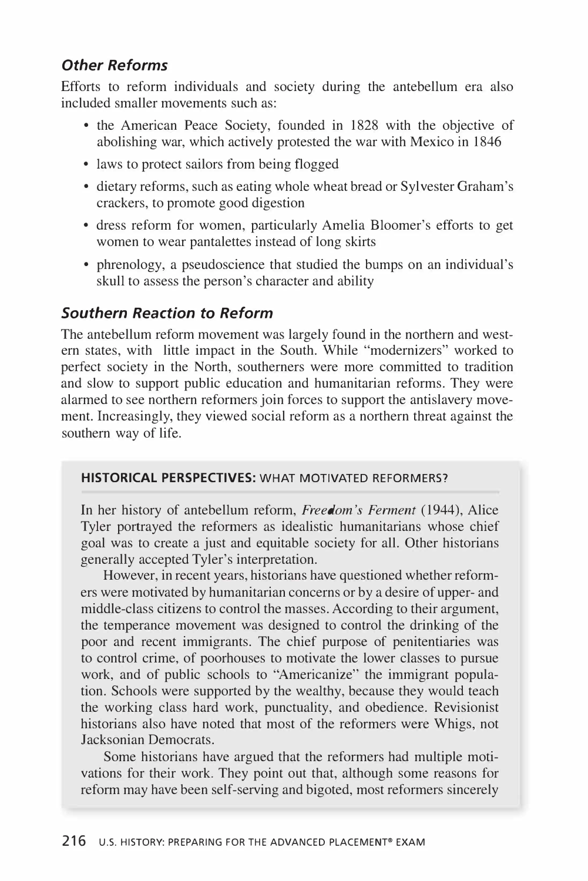### *Other Reforms*

Efforts to reform individuals and society during the antebellum era also included smaller movements such as:

- the American Peace Society, founded in 1828 with the objective of abolishing war, which actively protested the war with Mexico in 1846
- laws to protect sailors from being flogged
- dietary reforms, such as eating whole wheat bread or Sylvester Graham's crackers, to promote good digestion
- dress reform for women, particularly Amelia Bloomer's efforts to get women to wear pantalettes instead of long skirts
- phrenology, a pseudoscience that studied the bumps on an individual's skull to assess the person's character and ability

### *Southern Reaction to Reform*

The antebellum reform movement was largely found in the northern and western states, with little impact in the South. While "modernizers" worked to perfect society in the North, southerners were more committed to tradition and slow to support public education and humanitarian reforms. They were alarmed to see northern reformers join forces to support the antislavery movement. Increasingly, they viewed social reform as a northern threat against the southern way of life.

**HISTORICAL PERSPECTIVES:** WHAT MOTIVATED REFORMERS?

In her history of antebellum reform, *Freedom's Ferment* (1944), Alice Tyler portrayed the reformers as idealistic humanitarians whose chief goal was to create a just and equitable society for all. Other historians generally accepted Tyler's interpretation.

However, in recent years, historians have questioned whether reformers were motivated by humanitarian concerns or by a desire of upper- and middle-class citizens to control the masses. According to their argument, the temperance movement was designed to control the drinking of the poor and recent immigrants. The chief purpose of penitentiaries was to control crime, of poorhouses to motivate the lower classes to pursue work, and of public schools to "Americanize" the immigrant population. Schools were supported by the wealthy, because they would teach the working class hard work, punctuality, and obedience. Revisionist historians also have noted that most of the reformers were Whigs, not Jacksonian Democrats.

Some historians have argued that the reformers had multiple motivations for their work. They point out that, although some reasons for reform may have been self-serving and bigoted, most reformers sincerely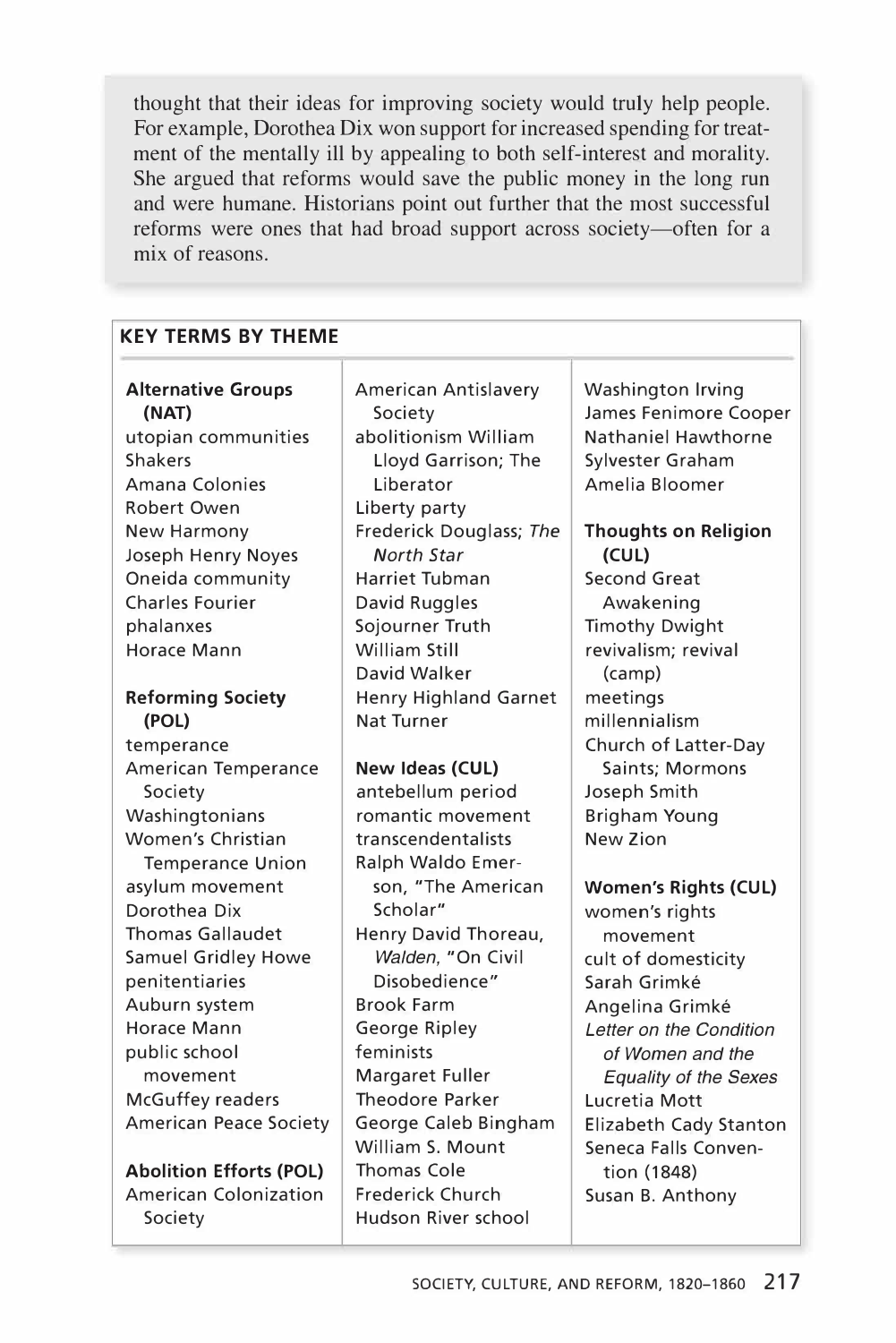thought that their ideas for improving society would truly help people. For example, Dorothea Dix won support for increased spending for treatment of the mentally ill by appealing to both self-interest and morality. She argued that reforms would save the public money in the long run and were humane. Historians point out further that the most successful reforms were ones that had broad support across society—often for a mix of reasons.

## KEY TERMS BY THEME

**Alternative Groups (NAT)**
utopian communities
Shakers
Amana Colonies
Robert Owen
New Harmony
Joseph Henry Noyes
Oneida community
Charles Fourier
phalanxes
Horace Mann

**Reforming Society (POL)**
temperance
American Temperance Society
Washingtonians
Women's Christian Temperance Union
asylum movement
Dorothea Dix
Thomas Gallaudet
Samuel Gridley Howe
penitentiaries
Auburn system
Horace Mann
public school movement
McGuffey readers
American Peace Society

**Abolition Efforts (POL)**
American Colonization Society
American Antislavery Society
abolitionism William Lloyd Garrison; The Liberator
Liberty party
Frederick Douglass; *The North Star*
Harriet Tubman
David Ruggles
Sojourner Truth
William Still
David Walker
Henry Highland Garnet
Nat Turner

**New Ideas (CUL)**
antebellum period
romantic movement
transcendentalists
Ralph Waldo Emerson, "The American Scholar"
Henry David Thoreau, *Walden*, "On Civil Disobedience"
Brook Farm
George Ripley
feminists
Margaret Fuller
Theodore Parker
George Caleb Bingham
William S. Mount
Thomas Cole
Frederick Church
Hudson River school
Washington Irving
James Fenimore Cooper
Nathaniel Hawthorne
Sylvester Graham
Amelia Bloomer

**Thoughts on Religion (CUL)**
Second Great Awakening
Timothy Dwight
revivalism; revival (camp) meetings
millennialism
Church of Latter-Day Saints; Mormons
Joseph Smith
Brigham Young
New Zion

**Women's Rights (CUL)**
women's rights movement
cult of domesticity
Sarah Grimké
Angelina Grimké
*Letter on the Condition of Women and the Equality of the Sexes*
Lucretia Mott
Elizabeth Cady Stanton
Seneca Falls Convention (1848)
Susan B. Anthony